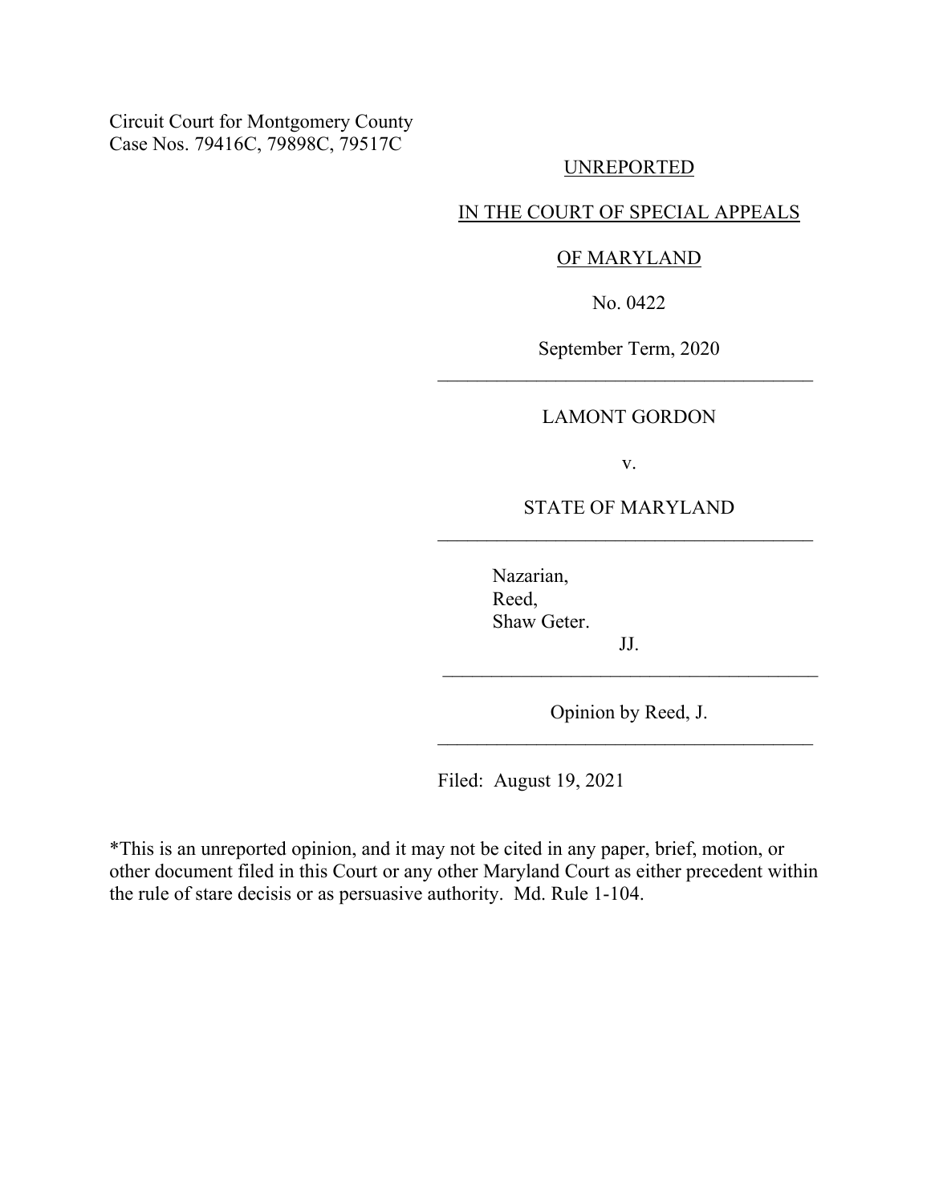Circuit Court for Montgomery County
Case Nos. 79416C, 79898C, 79517C

UNREPORTED

IN THE COURT OF SPECIAL APPEALS

OF MARYLAND

No. 0422

September Term, 2020

---

LAMONT GORDON

v.

STATE OF MARYLAND

---

Nazarian,
Reed,
Shaw Geter.

JJ.

---

Opinion by Reed, J.

---

Filed: August 19, 2021

*This is an unreported opinion, and it may not be cited in any paper, brief, motion, or other document filed in this Court or any other Maryland Court as either precedent within the rule of stare decisis or as persuasive authority. Md. Rule 1-104.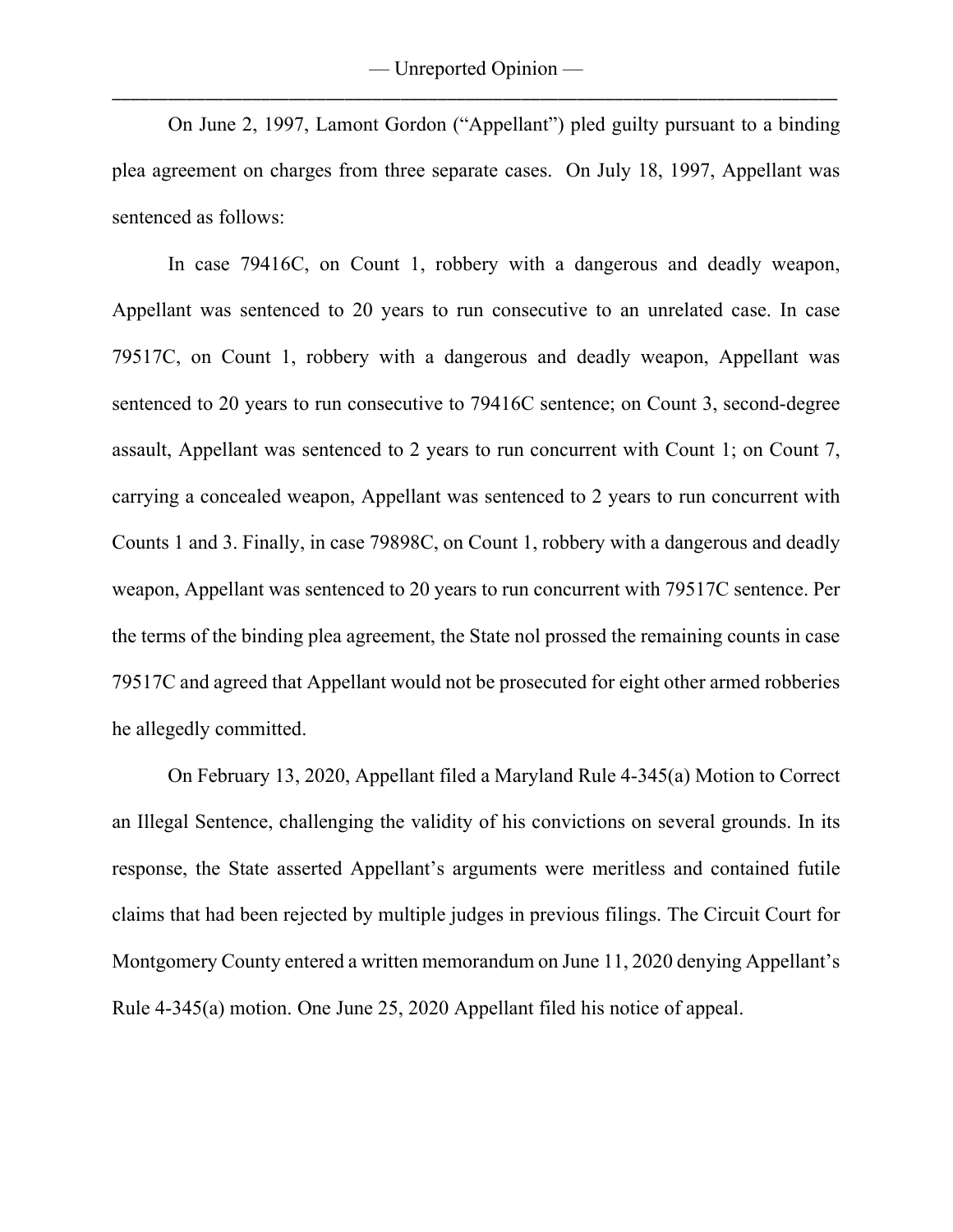On June 2, 1997, Lamont Gordon ("Appellant") pled guilty pursuant to a binding plea agreement on charges from three separate cases. On July 18, 1997, Appellant was sentenced as follows:

In case 79416C, on Count 1, robbery with a dangerous and deadly weapon, Appellant was sentenced to 20 years to run consecutive to an unrelated case. In case 79517C, on Count 1, robbery with a dangerous and deadly weapon, Appellant was sentenced to 20 years to run consecutive to 79416C sentence; on Count 3, second-degree assault, Appellant was sentenced to 2 years to run concurrent with Count 1; on Count 7, carrying a concealed weapon, Appellant was sentenced to 2 years to run concurrent with Counts 1 and 3. Finally, in case 79898C, on Count 1, robbery with a dangerous and deadly weapon, Appellant was sentenced to 20 years to run concurrent with 79517C sentence. Per the terms of the binding plea agreement, the State nol prossed the remaining counts in case 79517C and agreed that Appellant would not be prosecuted for eight other armed robberies he allegedly committed.

On February 13, 2020, Appellant filed a Maryland Rule 4-345(a) Motion to Correct an Illegal Sentence, challenging the validity of his convictions on several grounds. In its response, the State asserted Appellant's arguments were meritless and contained futile claims that had been rejected by multiple judges in previous filings. The Circuit Court for Montgomery County entered a written memorandum on June 11, 2020 denying Appellant's Rule 4-345(a) motion. One June 25, 2020 Appellant filed his notice of appeal.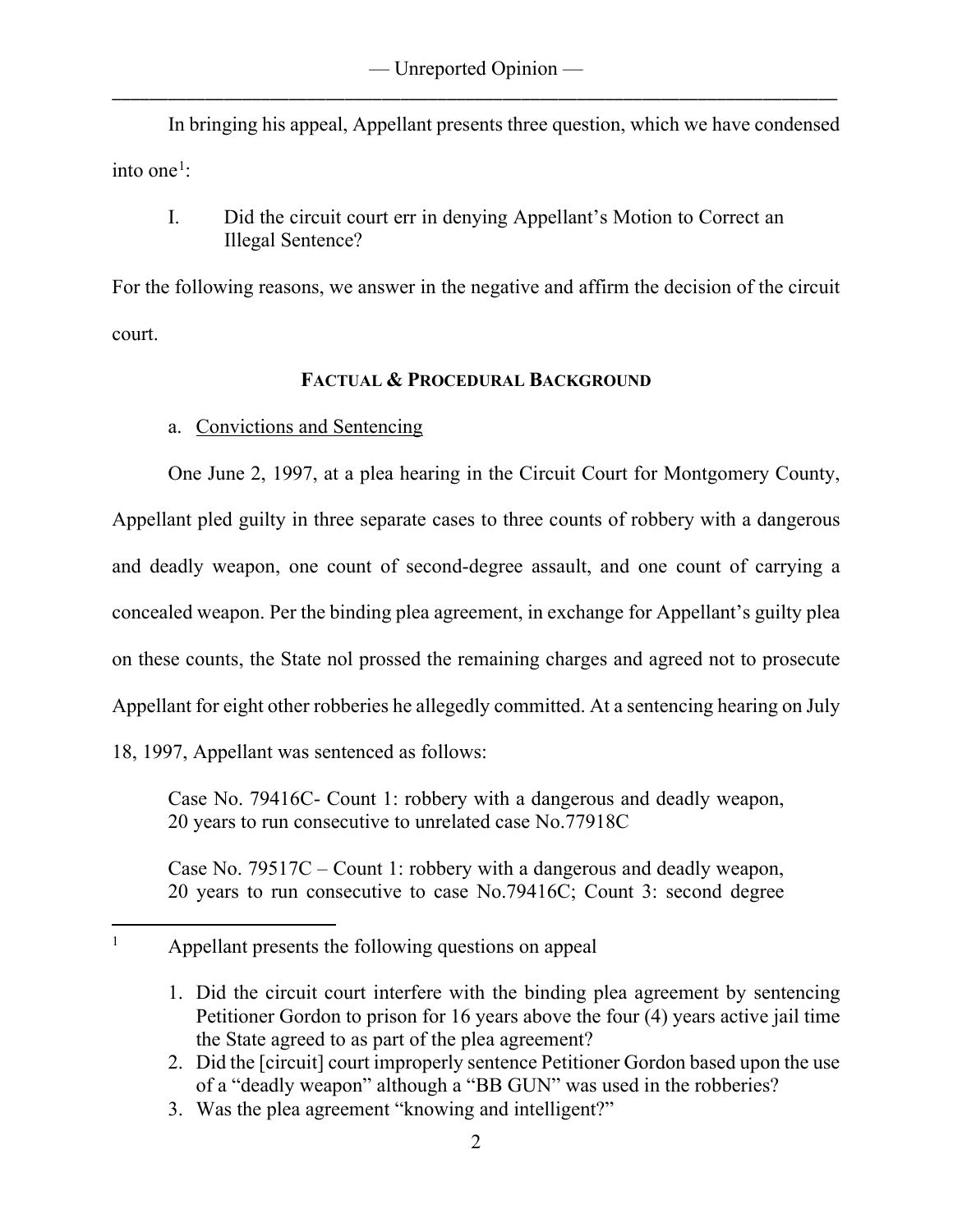In bringing his appeal, Appellant presents three question, which we have condensed into one[1]:

I. Did the circuit court err in denying Appellant's Motion to Correct an Illegal Sentence?

For the following reasons, we answer in the negative and affirm the decision of the circuit court.

## FACTUAL & PROCEDURAL BACKGROUND

a. Convictions and Sentencing

One June 2, 1997, at a plea hearing in the Circuit Court for Montgomery County, Appellant pled guilty in three separate cases to three counts of robbery with a dangerous and deadly weapon, one count of second-degree assault, and one count of carrying a concealed weapon. Per the binding plea agreement, in exchange for Appellant's guilty plea on these counts, the State nol prossed the remaining charges and agreed not to prosecute Appellant for eight other robberies he allegedly committed. At a sentencing hearing on July 18, 1997, Appellant was sentenced as follows:

> Case No. 79416C- Count 1: robbery with a dangerous and deadly weapon, 20 years to run consecutive to unrelated case No.77918C
>
> Case No. 79517C – Count 1: robbery with a dangerous and deadly weapon, 20 years to run consecutive to case No.79416C; Count 3: second degree

---

[1] Appellant presents the following questions on appeal

1. Did the circuit court interfere with the binding plea agreement by sentencing Petitioner Gordon to prison for 16 years above the four (4) years active jail time the State agreed to as part of the plea agreement?
2. Did the [circuit] court improperly sentence Petitioner Gordon based upon the use of a "deadly weapon" although a "BB GUN" was used in the robberies?
3. Was the plea agreement "knowing and intelligent?"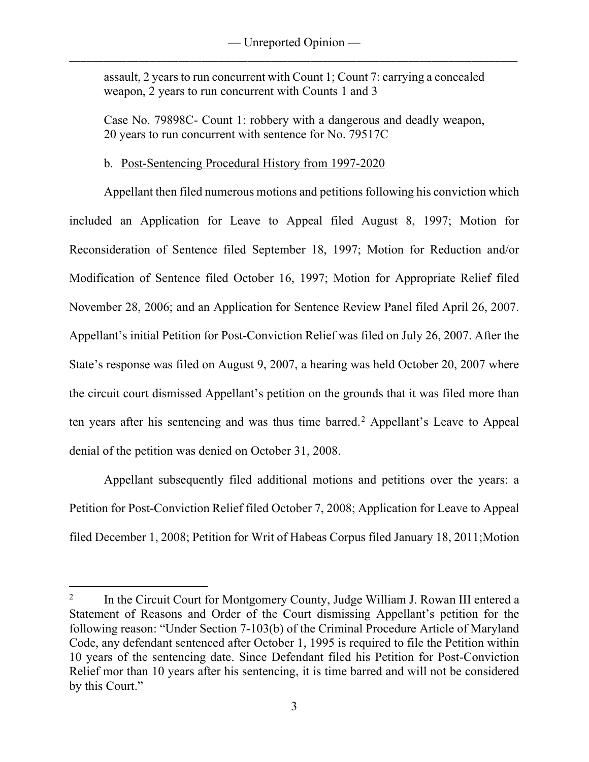assault, 2 years to run concurrent with Count 1; Count 7: carrying a concealed weapon, 2 years to run concurrent with Counts 1 and 3

Case No. 79898C- Count 1: robbery with a dangerous and deadly weapon, 20 years to run concurrent with sentence for No. 79517C

b. Post-Sentencing Procedural History from 1997-2020

Appellant then filed numerous motions and petitions following his conviction which included an Application for Leave to Appeal filed August 8, 1997; Motion for Reconsideration of Sentence filed September 18, 1997; Motion for Reduction and/or Modification of Sentence filed October 16, 1997; Motion for Appropriate Relief filed November 28, 2006; and an Application for Sentence Review Panel filed April 26, 2007. Appellant's initial Petition for Post-Conviction Relief was filed on July 26, 2007. After the State's response was filed on August 9, 2007, a hearing was held October 20, 2007 where the circuit court dismissed Appellant's petition on the grounds that it was filed more than ten years after his sentencing and was thus time barred.[2] Appellant's Leave to Appeal denial of the petition was denied on October 31, 2008.

Appellant subsequently filed additional motions and petitions over the years: a Petition for Post-Conviction Relief filed October 7, 2008; Application for Leave to Appeal filed December 1, 2008; Petition for Writ of Habeas Corpus filed January 18, 2011;Motion

---

[2] In the Circuit Court for Montgomery County, Judge William J. Rowan III entered a Statement of Reasons and Order of the Court dismissing Appellant's petition for the following reason: "Under Section 7-103(b) of the Criminal Procedure Article of Maryland Code, any defendant sentenced after October 1, 1995 is required to file the Petition within 10 years of the sentencing date. Since Defendant filed his Petition for Post-Conviction Relief mor than 10 years after his sentencing, it is time barred and will not be considered by this Court."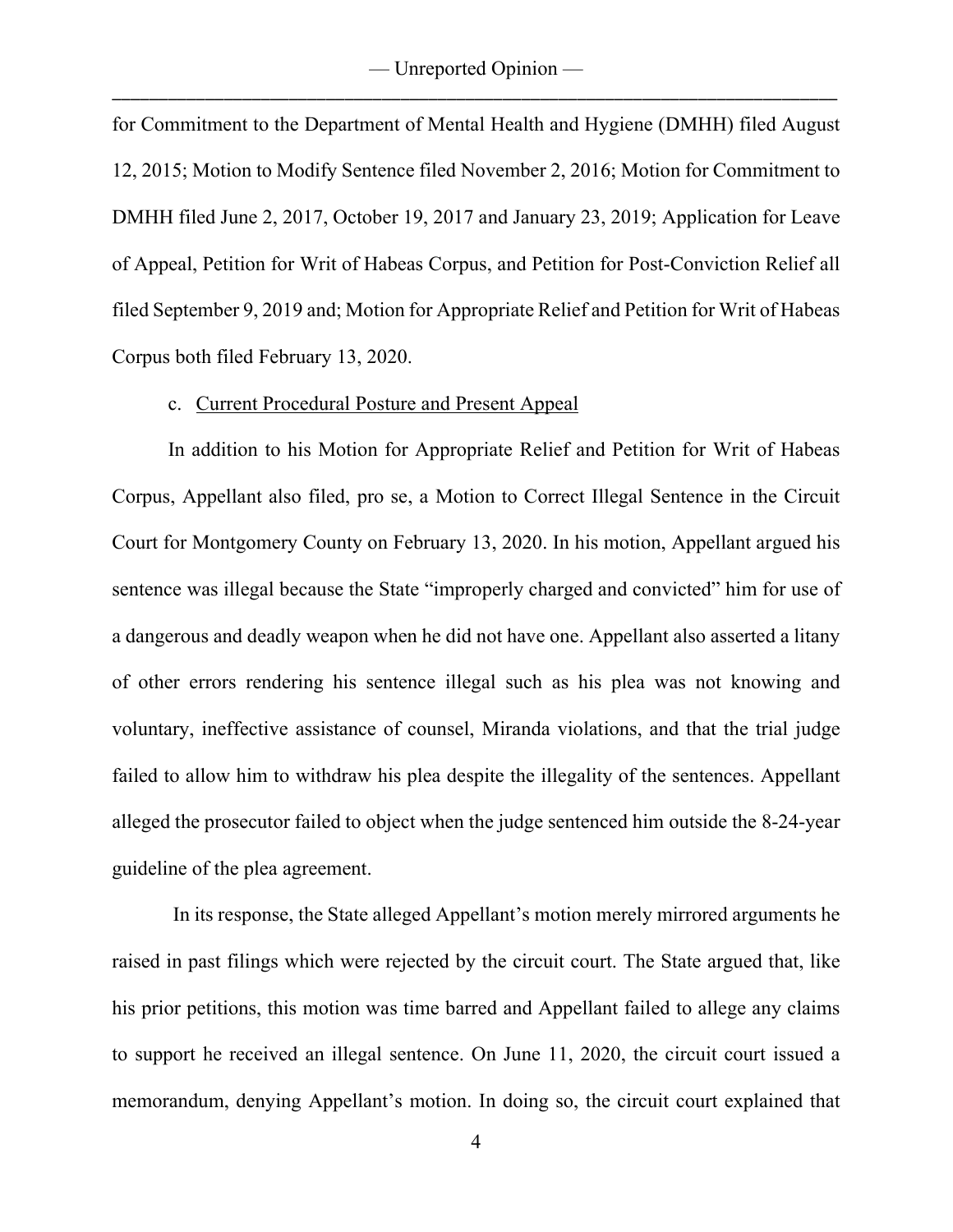for Commitment to the Department of Mental Health and Hygiene (DMHH) filed August 12, 2015; Motion to Modify Sentence filed November 2, 2016; Motion for Commitment to DMHH filed June 2, 2017, October 19, 2017 and January 23, 2019; Application for Leave of Appeal, Petition for Writ of Habeas Corpus, and Petition for Post-Conviction Relief all filed September 9, 2019 and; Motion for Appropriate Relief and Petition for Writ of Habeas Corpus both filed February 13, 2020.

c. Current Procedural Posture and Present Appeal

In addition to his Motion for Appropriate Relief and Petition for Writ of Habeas Corpus, Appellant also filed, pro se, a Motion to Correct Illegal Sentence in the Circuit Court for Montgomery County on February 13, 2020. In his motion, Appellant argued his sentence was illegal because the State "improperly charged and convicted" him for use of a dangerous and deadly weapon when he did not have one. Appellant also asserted a litany of other errors rendering his sentence illegal such as his plea was not knowing and voluntary, ineffective assistance of counsel, Miranda violations, and that the trial judge failed to allow him to withdraw his plea despite the illegality of the sentences. Appellant alleged the prosecutor failed to object when the judge sentenced him outside the 8-24-year guideline of the plea agreement.

In its response, the State alleged Appellant's motion merely mirrored arguments he raised in past filings which were rejected by the circuit court. The State argued that, like his prior petitions, this motion was time barred and Appellant failed to allege any claims to support he received an illegal sentence. On June 11, 2020, the circuit court issued a memorandum, denying Appellant's motion. In doing so, the circuit court explained that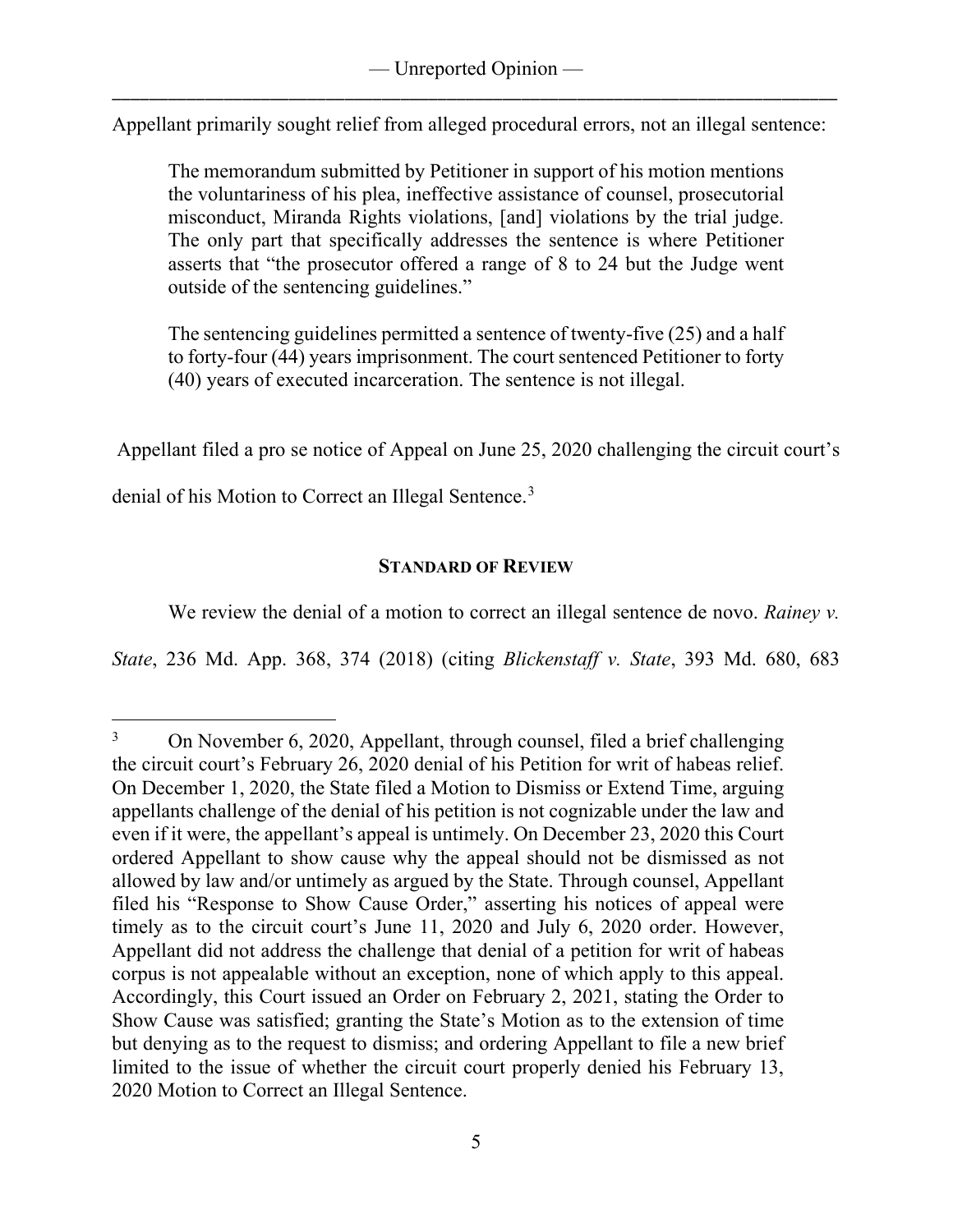Appellant primarily sought relief from alleged procedural errors, not an illegal sentence:

> The memorandum submitted by Petitioner in support of his motion mentions the voluntariness of his plea, ineffective assistance of counsel, prosecutorial misconduct, Miranda Rights violations, [and] violations by the trial judge. The only part that specifically addresses the sentence is where Petitioner asserts that "the prosecutor offered a range of 8 to 24 but the Judge went outside of the sentencing guidelines."
>
> The sentencing guidelines permitted a sentence of twenty-five (25) and a half to forty-four (44) years imprisonment. The court sentenced Petitioner to forty (40) years of executed incarceration. The sentence is not illegal.

Appellant filed a pro se notice of Appeal on June 25, 2020 challenging the circuit court's denial of his Motion to Correct an Illegal Sentence.[3]

## STANDARD OF REVIEW

We review the denial of a motion to correct an illegal sentence de novo. *Rainey v. State*, 236 Md. App. 368, 374 (2018) (citing *Blickenstaff v. State*, 393 Md. 680, 683

---

[3] On November 6, 2020, Appellant, through counsel, filed a brief challenging the circuit court's February 26, 2020 denial of his Petition for writ of habeas relief. On December 1, 2020, the State filed a Motion to Dismiss or Extend Time, arguing appellants challenge of the denial of his petition is not cognizable under the law and even if it were, the appellant's appeal is untimely. On December 23, 2020 this Court ordered Appellant to show cause why the appeal should not be dismissed as not allowed by law and/or untimely as argued by the State. Through counsel, Appellant filed his "Response to Show Cause Order," asserting his notices of appeal were timely as to the circuit court's June 11, 2020 and July 6, 2020 order. However, Appellant did not address the challenge that denial of a petition for writ of habeas corpus is not appealable without an exception, none of which apply to this appeal. Accordingly, this Court issued an Order on February 2, 2021, stating the Order to Show Cause was satisfied; granting the State's Motion as to the extension of time but denying as to the request to dismiss; and ordering Appellant to file a new brief limited to the issue of whether the circuit court properly denied his February 13, 2020 Motion to Correct an Illegal Sentence.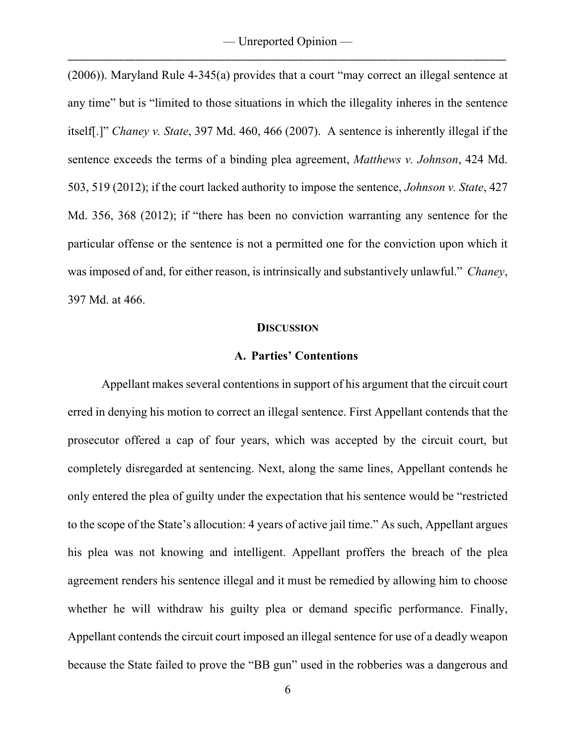(2006)). Maryland Rule 4-345(a) provides that a court "may correct an illegal sentence at any time" but is "limited to those situations in which the illegality inheres in the sentence itself[.]" *Chaney v. State*, 397 Md. 460, 466 (2007). A sentence is inherently illegal if the sentence exceeds the terms of a binding plea agreement, *Matthews v. Johnson*, 424 Md. 503, 519 (2012); if the court lacked authority to impose the sentence, *Johnson v. State*, 427 Md. 356, 368 (2012); if "there has been no conviction warranting any sentence for the particular offense or the sentence is not a permitted one for the conviction upon which it was imposed of and, for either reason, is intrinsically and substantively unlawful." *Chaney*, 397 Md. at 466.

## DISCUSSION

### A. Parties' Contentions

Appellant makes several contentions in support of his argument that the circuit court erred in denying his motion to correct an illegal sentence. First Appellant contends that the prosecutor offered a cap of four years, which was accepted by the circuit court, but completely disregarded at sentencing. Next, along the same lines, Appellant contends he only entered the plea of guilty under the expectation that his sentence would be "restricted to the scope of the State's allocution: 4 years of active jail time." As such, Appellant argues his plea was not knowing and intelligent. Appellant proffers the breach of the plea agreement renders his sentence illegal and it must be remedied by allowing him to choose whether he will withdraw his guilty plea or demand specific performance. Finally, Appellant contends the circuit court imposed an illegal sentence for use of a deadly weapon because the State failed to prove the "BB gun" used in the robberies was a dangerous and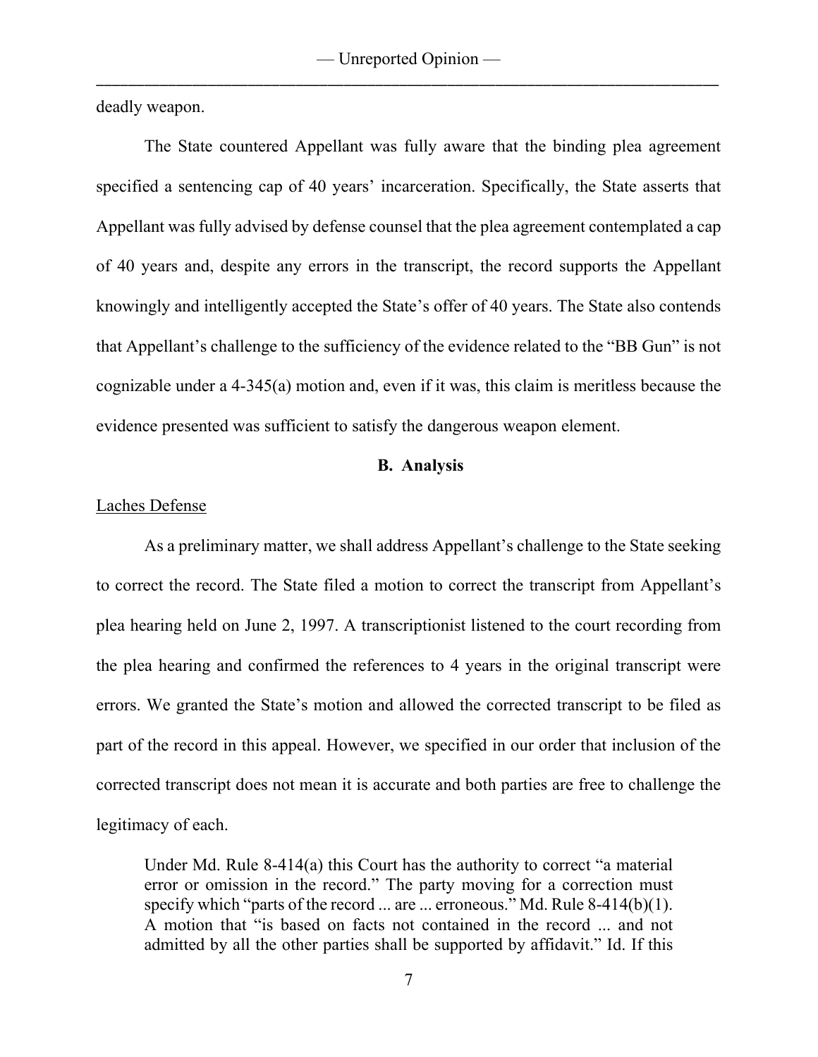deadly weapon.

The State countered Appellant was fully aware that the binding plea agreement specified a sentencing cap of 40 years' incarceration. Specifically, the State asserts that Appellant was fully advised by defense counsel that the plea agreement contemplated a cap of 40 years and, despite any errors in the transcript, the record supports the Appellant knowingly and intelligently accepted the State's offer of 40 years. The State also contends that Appellant's challenge to the sufficiency of the evidence related to the "BB Gun" is not cognizable under a 4-345(a) motion and, even if it was, this claim is meritless because the evidence presented was sufficient to satisfy the dangerous weapon element.

### B. Analysis

Laches Defense

As a preliminary matter, we shall address Appellant's challenge to the State seeking to correct the record. The State filed a motion to correct the transcript from Appellant's plea hearing held on June 2, 1997. A transcriptionist listened to the court recording from the plea hearing and confirmed the references to 4 years in the original transcript were errors. We granted the State's motion and allowed the corrected transcript to be filed as part of the record in this appeal. However, we specified in our order that inclusion of the corrected transcript does not mean it is accurate and both parties are free to challenge the legitimacy of each.

> Under Md. Rule 8-414(a) this Court has the authority to correct "a material error or omission in the record." The party moving for a correction must specify which "parts of the record ... are ... erroneous." Md. Rule 8-414(b)(1). A motion that "is based on facts not contained in the record ... and not admitted by all the other parties shall be supported by affidavit." Id. If this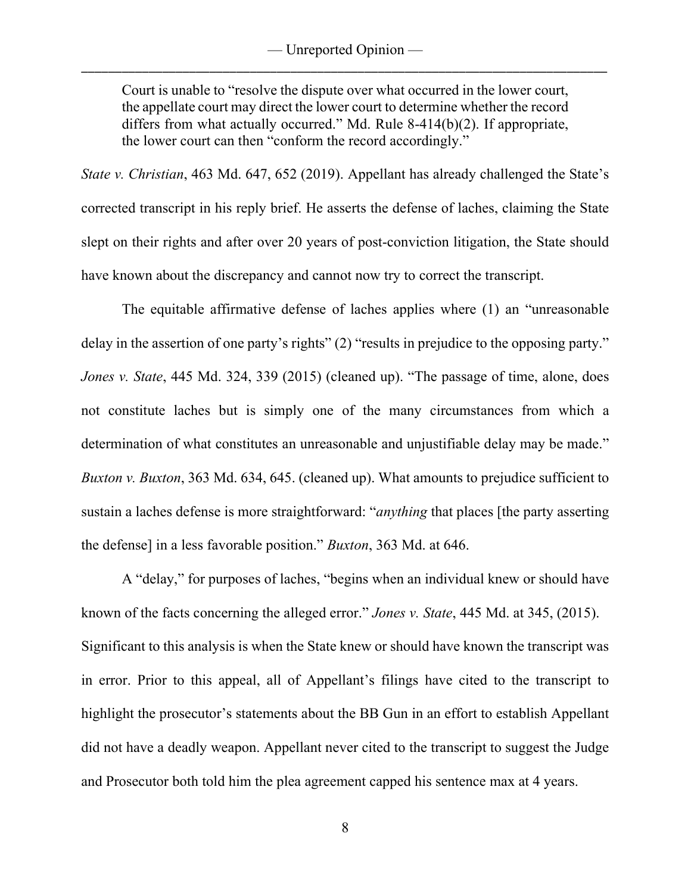Court is unable to "resolve the dispute over what occurred in the lower court, the appellate court may direct the lower court to determine whether the record differs from what actually occurred." Md. Rule 8-414(b)(2). If appropriate, the lower court can then "conform the record accordingly."

*State v. Christian*, 463 Md. 647, 652 (2019). Appellant has already challenged the State's corrected transcript in his reply brief. He asserts the defense of laches, claiming the State slept on their rights and after over 20 years of post-conviction litigation, the State should have known about the discrepancy and cannot now try to correct the transcript.

The equitable affirmative defense of laches applies where (1) an "unreasonable delay in the assertion of one party's rights" (2) "results in prejudice to the opposing party." *Jones v. State*, 445 Md. 324, 339 (2015) (cleaned up). "The passage of time, alone, does not constitute laches but is simply one of the many circumstances from which a determination of what constitutes an unreasonable and unjustifiable delay may be made." *Buxton v. Buxton*, 363 Md. 634, 645. (cleaned up). What amounts to prejudice sufficient to sustain a laches defense is more straightforward: "*anything* that places [the party asserting the defense] in a less favorable position." *Buxton*, 363 Md. at 646.

A "delay," for purposes of laches, "begins when an individual knew or should have known of the facts concerning the alleged error." *Jones v. State*, 445 Md. at 345, (2015). Significant to this analysis is when the State knew or should have known the transcript was in error. Prior to this appeal, all of Appellant's filings have cited to the transcript to highlight the prosecutor's statements about the BB Gun in an effort to establish Appellant did not have a deadly weapon. Appellant never cited to the transcript to suggest the Judge and Prosecutor both told him the plea agreement capped his sentence max at 4 years.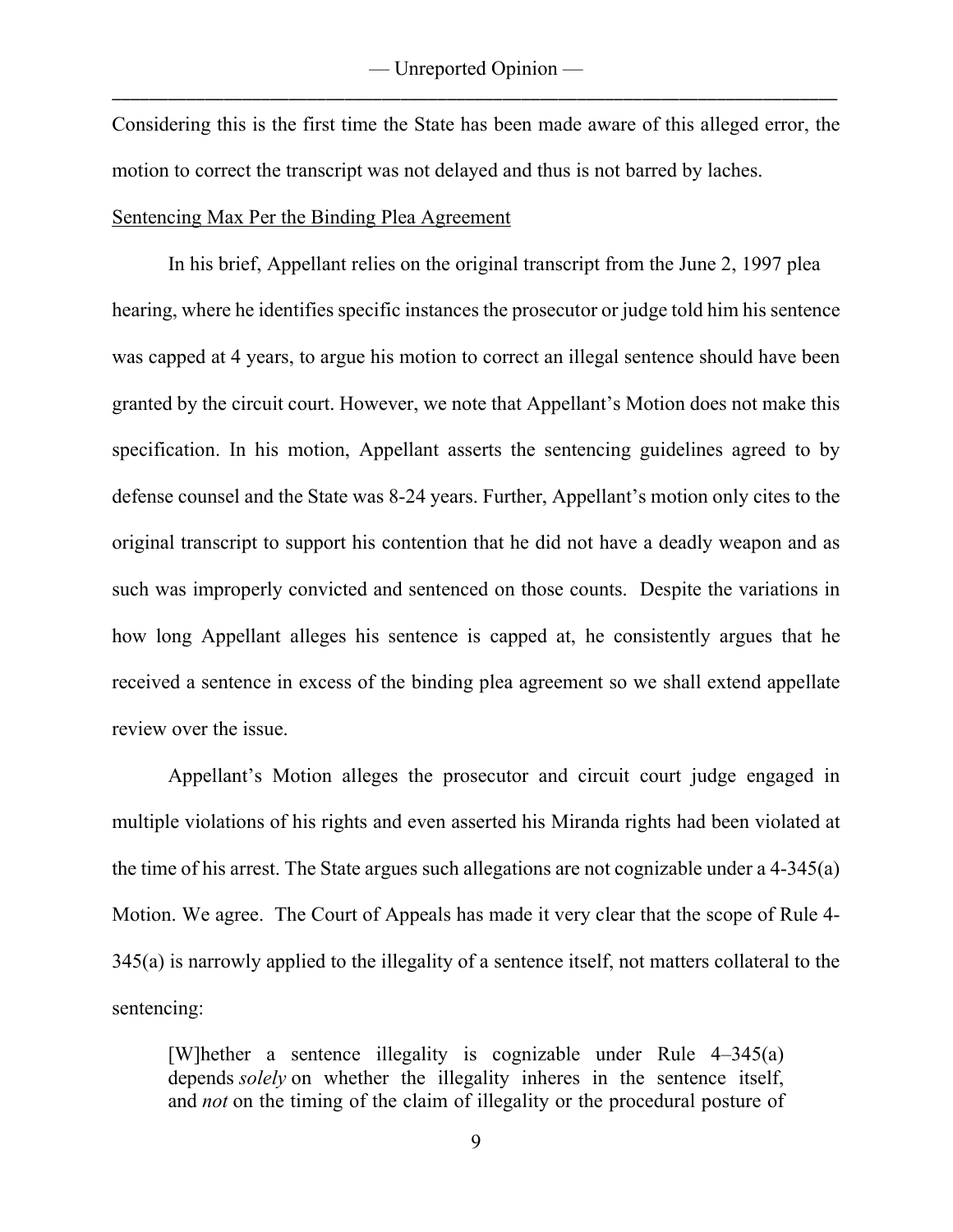Considering this is the first time the State has been made aware of this alleged error, the motion to correct the transcript was not delayed and thus is not barred by laches.

<u>Sentencing Max Per the Binding Plea Agreement</u>

In his brief, Appellant relies on the original transcript from the June 2, 1997 plea hearing, where he identifies specific instances the prosecutor or judge told him his sentence was capped at 4 years, to argue his motion to correct an illegal sentence should have been granted by the circuit court. However, we note that Appellant's Motion does not make this specification. In his motion, Appellant asserts the sentencing guidelines agreed to by defense counsel and the State was 8-24 years. Further, Appellant's motion only cites to the original transcript to support his contention that he did not have a deadly weapon and as such was improperly convicted and sentenced on those counts. Despite the variations in how long Appellant alleges his sentence is capped at, he consistently argues that he received a sentence in excess of the binding plea agreement so we shall extend appellate review over the issue.

Appellant's Motion alleges the prosecutor and circuit court judge engaged in multiple violations of his rights and even asserted his Miranda rights had been violated at the time of his arrest. The State argues such allegations are not cognizable under a 4-345(a) Motion. We agree. The Court of Appeals has made it very clear that the scope of Rule 4-345(a) is narrowly applied to the illegality of a sentence itself, not matters collateral to the sentencing:

> [W]hether a sentence illegality is cognizable under Rule 4–345(a) depends *solely* on whether the illegality inheres in the sentence itself, and *not* on the timing of the claim of illegality or the procedural posture of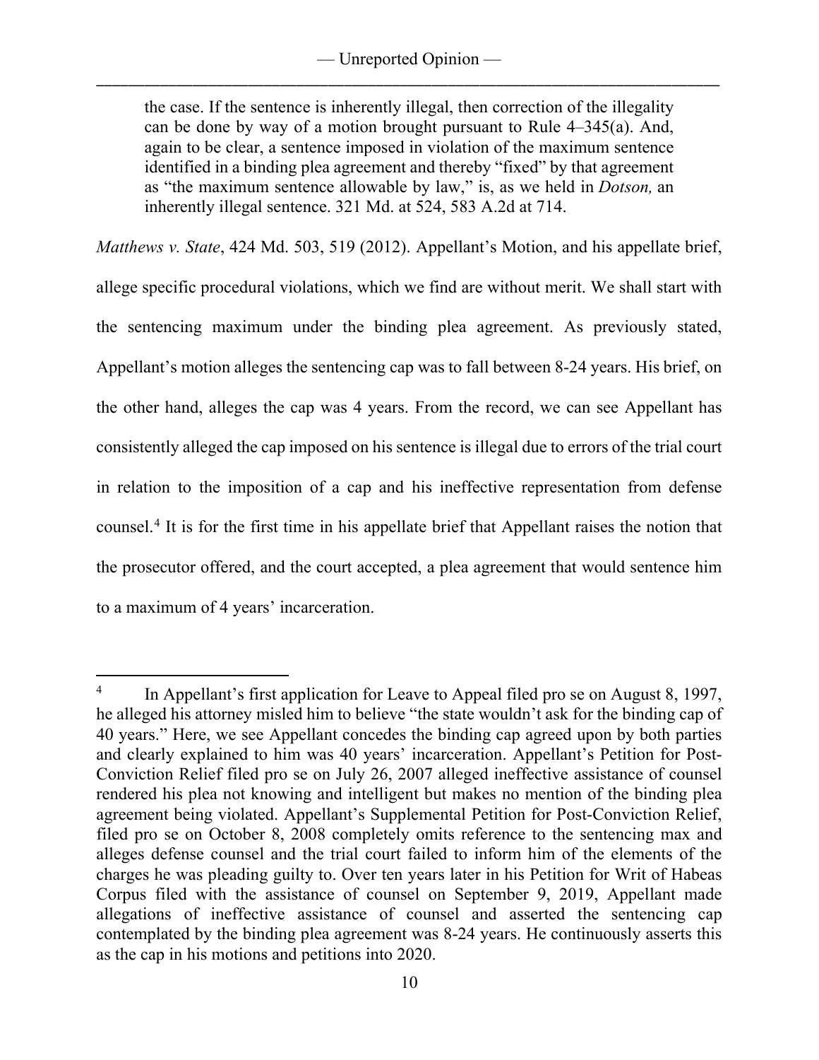> the case. If the sentence is inherently illegal, then correction of the illegality can be done by way of a motion brought pursuant to Rule 4–345(a). And, again to be clear, a sentence imposed in violation of the maximum sentence identified in a binding plea agreement and thereby "fixed" by that agreement as "the maximum sentence allowable by law," is, as we held in *Dotson,* an inherently illegal sentence. 321 Md. at 524, 583 A.2d at 714.

*Matthews v. State*, 424 Md. 503, 519 (2012). Appellant's Motion, and his appellate brief, allege specific procedural violations, which we find are without merit. We shall start with the sentencing maximum under the binding plea agreement. As previously stated, Appellant's motion alleges the sentencing cap was to fall between 8-24 years. His brief, on the other hand, alleges the cap was 4 years. From the record, we can see Appellant has consistently alleged the cap imposed on his sentence is illegal due to errors of the trial court in relation to the imposition of a cap and his ineffective representation from defense counsel.[4] It is for the first time in his appellate brief that Appellant raises the notion that the prosecutor offered, and the court accepted, a plea agreement that would sentence him to a maximum of 4 years' incarceration.

---

[4] In Appellant's first application for Leave to Appeal filed pro se on August 8, 1997, he alleged his attorney misled him to believe "the state wouldn't ask for the binding cap of 40 years." Here, we see Appellant concedes the binding cap agreed upon by both parties and clearly explained to him was 40 years' incarceration. Appellant's Petition for Post-Conviction Relief filed pro se on July 26, 2007 alleged ineffective assistance of counsel rendered his plea not knowing and intelligent but makes no mention of the binding plea agreement being violated. Appellant's Supplemental Petition for Post-Conviction Relief, filed pro se on October 8, 2008 completely omits reference to the sentencing max and alleges defense counsel and the trial court failed to inform him of the elements of the charges he was pleading guilty to. Over ten years later in his Petition for Writ of Habeas Corpus filed with the assistance of counsel on September 9, 2019, Appellant made allegations of ineffective assistance of counsel and asserted the sentencing cap contemplated by the binding plea agreement was 8-24 years. He continuously asserts this as the cap in his motions and petitions into 2020.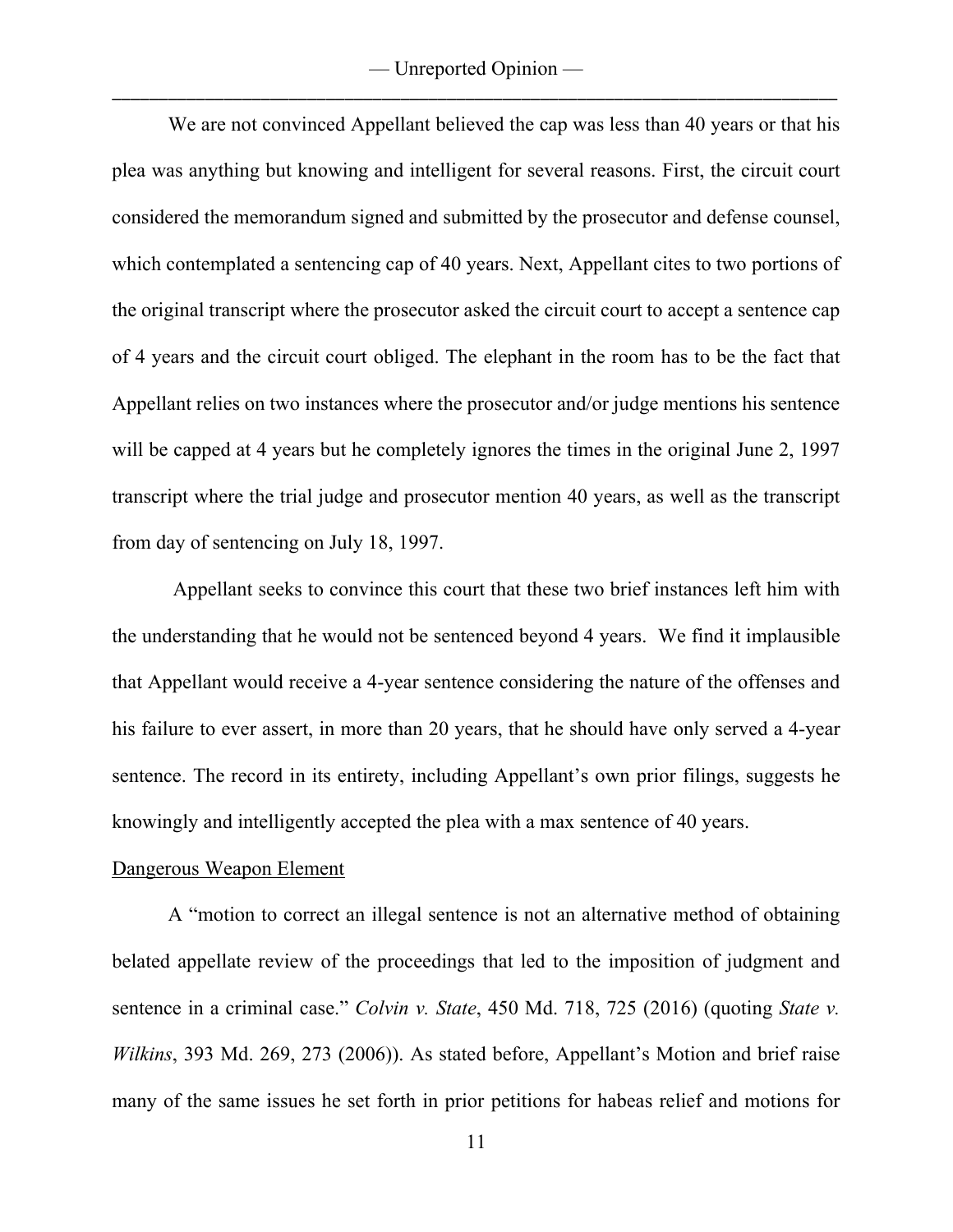We are not convinced Appellant believed the cap was less than 40 years or that his plea was anything but knowing and intelligent for several reasons. First, the circuit court considered the memorandum signed and submitted by the prosecutor and defense counsel, which contemplated a sentencing cap of 40 years. Next, Appellant cites to two portions of the original transcript where the prosecutor asked the circuit court to accept a sentence cap of 4 years and the circuit court obliged. The elephant in the room has to be the fact that Appellant relies on two instances where the prosecutor and/or judge mentions his sentence will be capped at 4 years but he completely ignores the times in the original June 2, 1997 transcript where the trial judge and prosecutor mention 40 years, as well as the transcript from day of sentencing on July 18, 1997.

Appellant seeks to convince this court that these two brief instances left him with the understanding that he would not be sentenced beyond 4 years. We find it implausible that Appellant would receive a 4-year sentence considering the nature of the offenses and his failure to ever assert, in more than 20 years, that he should have only served a 4-year sentence. The record in its entirety, including Appellant's own prior filings, suggests he knowingly and intelligently accepted the plea with a max sentence of 40 years.

<u>Dangerous Weapon Element</u>

A "motion to correct an illegal sentence is not an alternative method of obtaining belated appellate review of the proceedings that led to the imposition of judgment and sentence in a criminal case." *Colvin v. State*, 450 Md. 718, 725 (2016) (quoting *State v. Wilkins*, 393 Md. 269, 273 (2006)). As stated before, Appellant's Motion and brief raise many of the same issues he set forth in prior petitions for habeas relief and motions for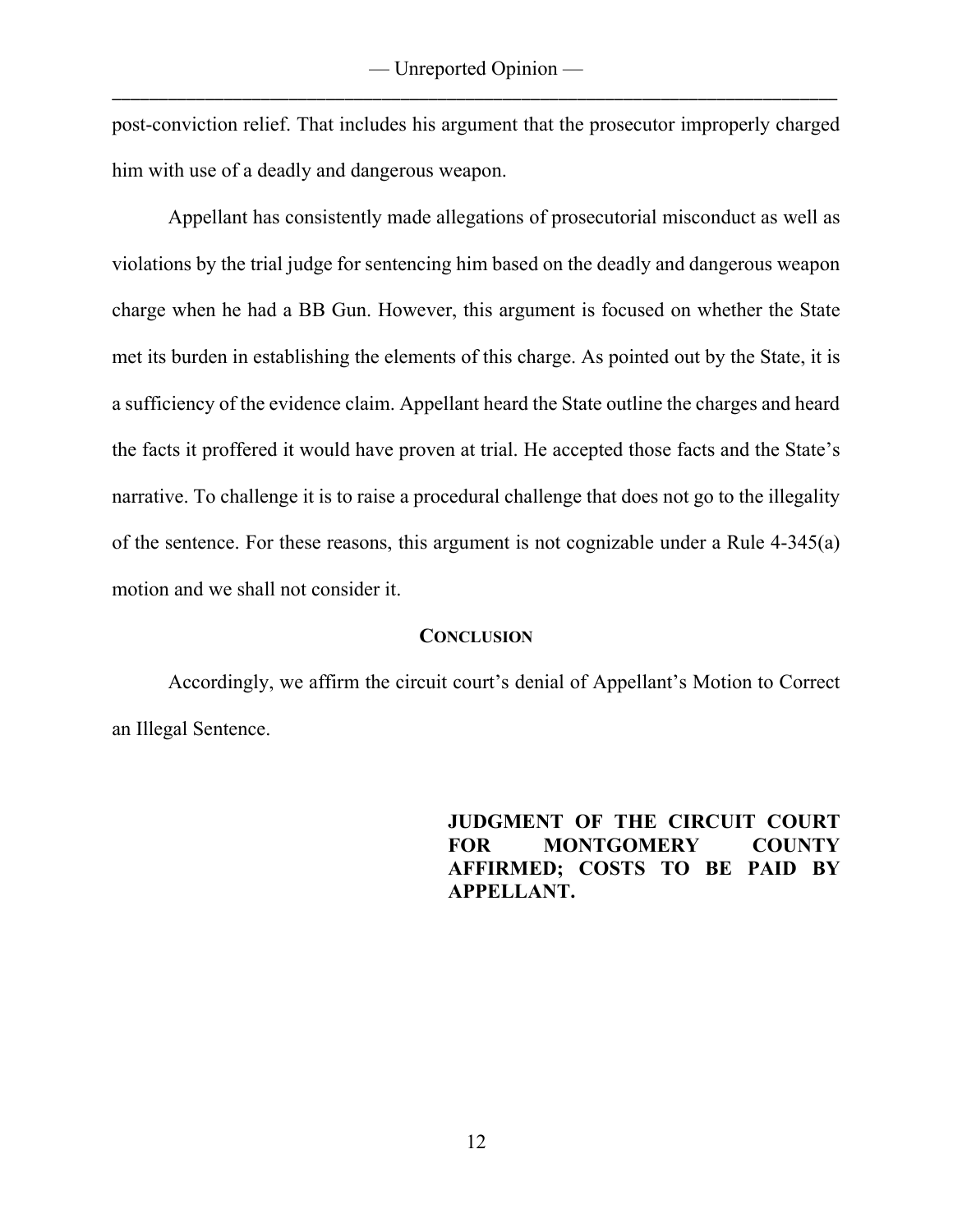post-conviction relief. That includes his argument that the prosecutor improperly charged him with use of a deadly and dangerous weapon.

Appellant has consistently made allegations of prosecutorial misconduct as well as violations by the trial judge for sentencing him based on the deadly and dangerous weapon charge when he had a BB Gun. However, this argument is focused on whether the State met its burden in establishing the elements of this charge. As pointed out by the State, it is a sufficiency of the evidence claim. Appellant heard the State outline the charges and heard the facts it proffered it would have proven at trial. He accepted those facts and the State's narrative. To challenge it is to raise a procedural challenge that does not go to the illegality of the sentence. For these reasons, this argument is not cognizable under a Rule 4-345(a) motion and we shall not consider it.

## CONCLUSION

Accordingly, we affirm the circuit court's denial of Appellant's Motion to Correct an Illegal Sentence.

**JUDGMENT OF THE CIRCUIT COURT FOR MONTGOMERY COUNTY AFFIRMED; COSTS TO BE PAID BY APPELLANT.**